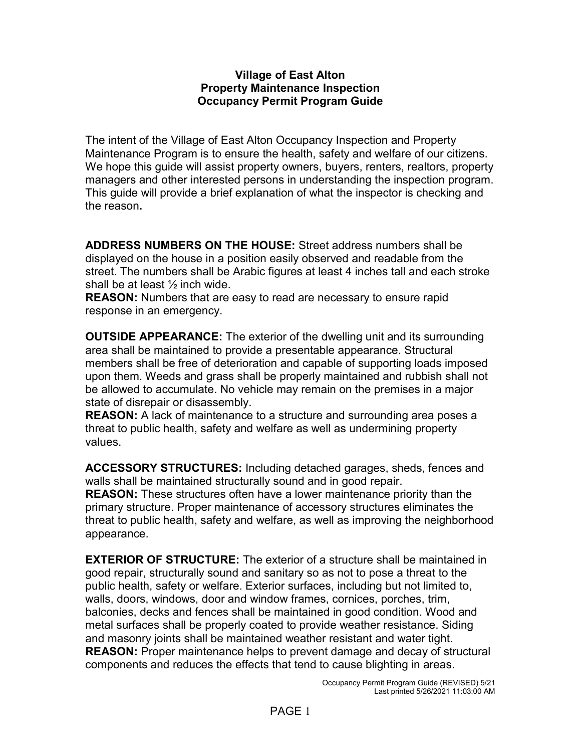# Village of East Alton
## Property Maintenance Inspection
## Occupancy Permit Program Guide

The intent of the Village of East Alton Occupancy Inspection and Property Maintenance Program is to ensure the health, safety and welfare of our citizens. We hope this guide will assist property owners, buyers, renters, realtors, property managers and other interested persons in understanding the inspection program. This guide will provide a brief explanation of what the inspector is checking and the reason**.**

**ADDRESS NUMBERS ON THE HOUSE:** Street address numbers shall be displayed on the house in a position easily observed and readable from the street. The numbers shall be Arabic figures at least 4 inches tall and each stroke shall be at least ½ inch wide.
**REASON:** Numbers that are easy to read are necessary to ensure rapid response in an emergency.

**OUTSIDE APPEARANCE:** The exterior of the dwelling unit and its surrounding area shall be maintained to provide a presentable appearance. Structural members shall be free of deterioration and capable of supporting loads imposed upon them. Weeds and grass shall be properly maintained and rubbish shall not be allowed to accumulate. No vehicle may remain on the premises in a major state of disrepair or disassembly.
**REASON:** A lack of maintenance to a structure and surrounding area poses a threat to public health, safety and welfare as well as undermining property values.

**ACCESSORY STRUCTURES:** Including detached garages, sheds, fences and walls shall be maintained structurally sound and in good repair.
**REASON:** These structures often have a lower maintenance priority than the primary structure. Proper maintenance of accessory structures eliminates the threat to public health, safety and welfare, as well as improving the neighborhood appearance.

**EXTERIOR OF STRUCTURE:** The exterior of a structure shall be maintained in good repair, structurally sound and sanitary so as not to pose a threat to the public health, safety or welfare. Exterior surfaces, including but not limited to, walls, doors, windows, door and window frames, cornices, porches, trim, balconies, decks and fences shall be maintained in good condition. Wood and metal surfaces shall be properly coated to provide weather resistance. Siding and masonry joints shall be maintained weather resistant and water tight.
**REASON:** Proper maintenance helps to prevent damage and decay of structural components and reduces the effects that tend to cause blighting in areas.

Occupancy Permit Program Guide (REVISED) 5/21
Last printed 5/26/2021 11:03:00 AM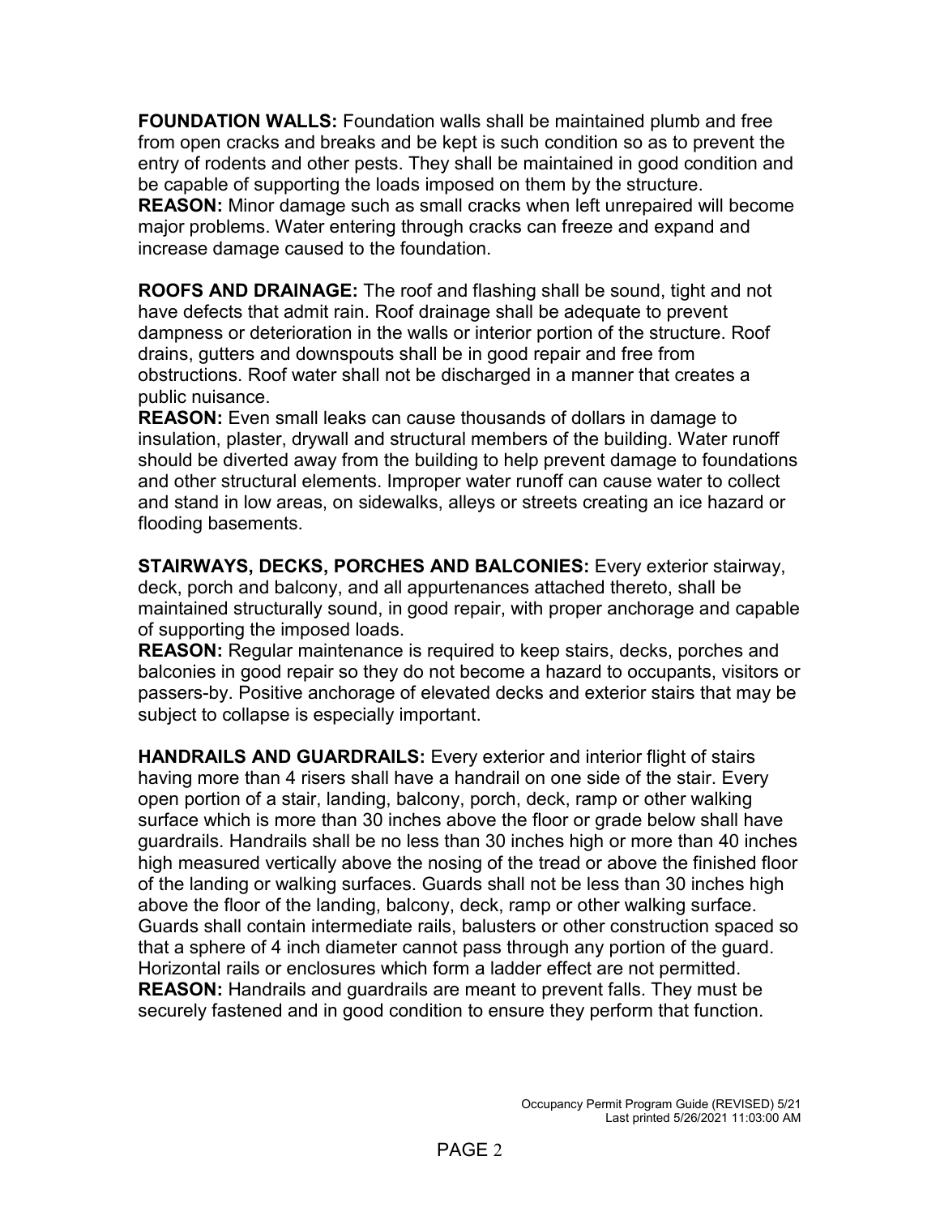**FOUNDATION WALLS:** Foundation walls shall be maintained plumb and free from open cracks and breaks and be kept is such condition so as to prevent the entry of rodents and other pests. They shall be maintained in good condition and be capable of supporting the loads imposed on them by the structure.
**REASON:** Minor damage such as small cracks when left unrepaired will become major problems. Water entering through cracks can freeze and expand and increase damage caused to the foundation.

**ROOFS AND DRAINAGE:** The roof and flashing shall be sound, tight and not have defects that admit rain. Roof drainage shall be adequate to prevent dampness or deterioration in the walls or interior portion of the structure. Roof drains, gutters and downspouts shall be in good repair and free from obstructions. Roof water shall not be discharged in a manner that creates a public nuisance.
**REASON:** Even small leaks can cause thousands of dollars in damage to insulation, plaster, drywall and structural members of the building. Water runoff should be diverted away from the building to help prevent damage to foundations and other structural elements. Improper water runoff can cause water to collect and stand in low areas, on sidewalks, alleys or streets creating an ice hazard or flooding basements.

**STAIRWAYS, DECKS, PORCHES AND BALCONIES:** Every exterior stairway, deck, porch and balcony, and all appurtenances attached thereto, shall be maintained structurally sound, in good repair, with proper anchorage and capable of supporting the imposed loads.
**REASON:** Regular maintenance is required to keep stairs, decks, porches and balconies in good repair so they do not become a hazard to occupants, visitors or passers-by. Positive anchorage of elevated decks and exterior stairs that may be subject to collapse is especially important.

**HANDRAILS AND GUARDRAILS:** Every exterior and interior flight of stairs having more than 4 risers shall have a handrail on one side of the stair. Every open portion of a stair, landing, balcony, porch, deck, ramp or other walking surface which is more than 30 inches above the floor or grade below shall have guardrails. Handrails shall be no less than 30 inches high or more than 40 inches high measured vertically above the nosing of the tread or above the finished floor of the landing or walking surfaces. Guards shall not be less than 30 inches high above the floor of the landing, balcony, deck, ramp or other walking surface. Guards shall contain intermediate rails, balusters or other construction spaced so that a sphere of 4 inch diameter cannot pass through any portion of the guard. Horizontal rails or enclosures which form a ladder effect are not permitted.
**REASON:** Handrails and guardrails are meant to prevent falls. They must be securely fastened and in good condition to ensure they perform that function.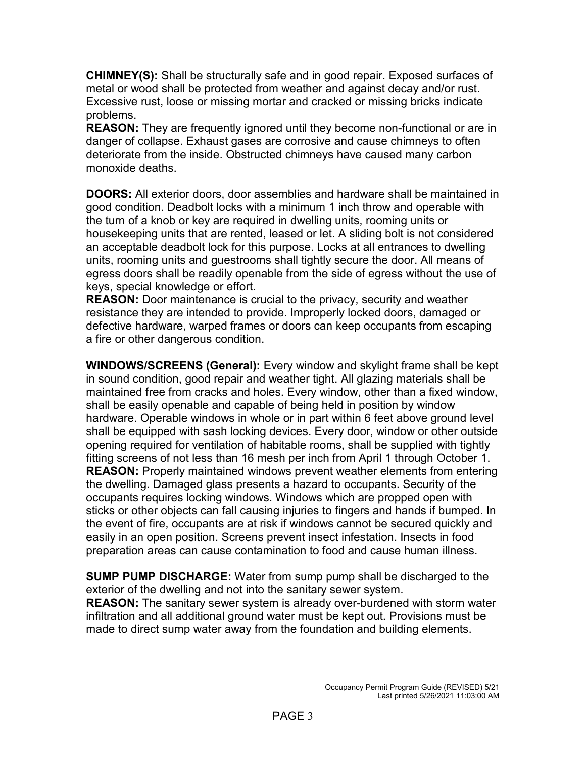**CHIMNEY(S):** Shall be structurally safe and in good repair. Exposed surfaces of metal or wood shall be protected from weather and against decay and/or rust. Excessive rust, loose or missing mortar and cracked or missing bricks indicate problems.
**REASON:** They are frequently ignored until they become non-functional or are in danger of collapse. Exhaust gases are corrosive and cause chimneys to often deteriorate from the inside. Obstructed chimneys have caused many carbon monoxide deaths.

**DOORS:** All exterior doors, door assemblies and hardware shall be maintained in good condition. Deadbolt locks with a minimum 1 inch throw and operable with the turn of a knob or key are required in dwelling units, rooming units or housekeeping units that are rented, leased or let. A sliding bolt is not considered an acceptable deadbolt lock for this purpose. Locks at all entrances to dwelling units, rooming units and guestrooms shall tightly secure the door. All means of egress doors shall be readily openable from the side of egress without the use of keys, special knowledge or effort.
**REASON:** Door maintenance is crucial to the privacy, security and weather resistance they are intended to provide. Improperly locked doors, damaged or defective hardware, warped frames or doors can keep occupants from escaping a fire or other dangerous condition.

**WINDOWS/SCREENS (General):** Every window and skylight frame shall be kept in sound condition, good repair and weather tight. All glazing materials shall be maintained free from cracks and holes. Every window, other than a fixed window, shall be easily openable and capable of being held in position by window hardware. Operable windows in whole or in part within 6 feet above ground level shall be equipped with sash locking devices. Every door, window or other outside opening required for ventilation of habitable rooms, shall be supplied with tightly fitting screens of not less than 16 mesh per inch from April 1 through October 1.
**REASON:** Properly maintained windows prevent weather elements from entering the dwelling. Damaged glass presents a hazard to occupants. Security of the occupants requires locking windows. Windows which are propped open with sticks or other objects can fall causing injuries to fingers and hands if bumped. In the event of fire, occupants are at risk if windows cannot be secured quickly and easily in an open position. Screens prevent insect infestation. Insects in food preparation areas can cause contamination to food and cause human illness.

**SUMP PUMP DISCHARGE:** Water from sump pump shall be discharged to the exterior of the dwelling and not into the sanitary sewer system.
**REASON:** The sanitary sewer system is already over-burdened with storm water infiltration and all additional ground water must be kept out. Provisions must be made to direct sump water away from the foundation and building elements.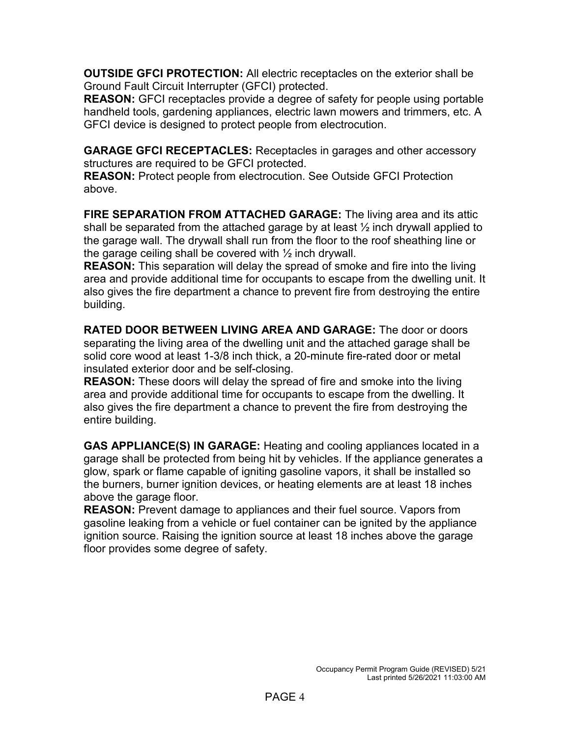**OUTSIDE GFCI PROTECTION:** All electric receptacles on the exterior shall be Ground Fault Circuit Interrupter (GFCI) protected.
**REASON:** GFCI receptacles provide a degree of safety for people using portable handheld tools, gardening appliances, electric lawn mowers and trimmers, etc. A GFCI device is designed to protect people from electrocution.

**GARAGE GFCI RECEPTACLES:** Receptacles in garages and other accessory structures are required to be GFCI protected.
**REASON:** Protect people from electrocution. See Outside GFCI Protection above.

**FIRE SEPARATION FROM ATTACHED GARAGE:** The living area and its attic shall be separated from the attached garage by at least ½ inch drywall applied to the garage wall. The drywall shall run from the floor to the roof sheathing line or the garage ceiling shall be covered with ½ inch drywall.
**REASON:** This separation will delay the spread of smoke and fire into the living area and provide additional time for occupants to escape from the dwelling unit. It also gives the fire department a chance to prevent fire from destroying the entire building.

**RATED DOOR BETWEEN LIVING AREA AND GARAGE:** The door or doors separating the living area of the dwelling unit and the attached garage shall be solid core wood at least 1-3/8 inch thick, a 20-minute fire-rated door or metal insulated exterior door and be self-closing.
**REASON:** These doors will delay the spread of fire and smoke into the living area and provide additional time for occupants to escape from the dwelling. It also gives the fire department a chance to prevent the fire from destroying the entire building.

**GAS APPLIANCE(S) IN GARAGE:** Heating and cooling appliances located in a garage shall be protected from being hit by vehicles. If the appliance generates a glow, spark or flame capable of igniting gasoline vapors, it shall be installed so the burners, burner ignition devices, or heating elements are at least 18 inches above the garage floor.
**REASON:** Prevent damage to appliances and their fuel source. Vapors from gasoline leaking from a vehicle or fuel container can be ignited by the appliance ignition source. Raising the ignition source at least 18 inches above the garage floor provides some degree of safety.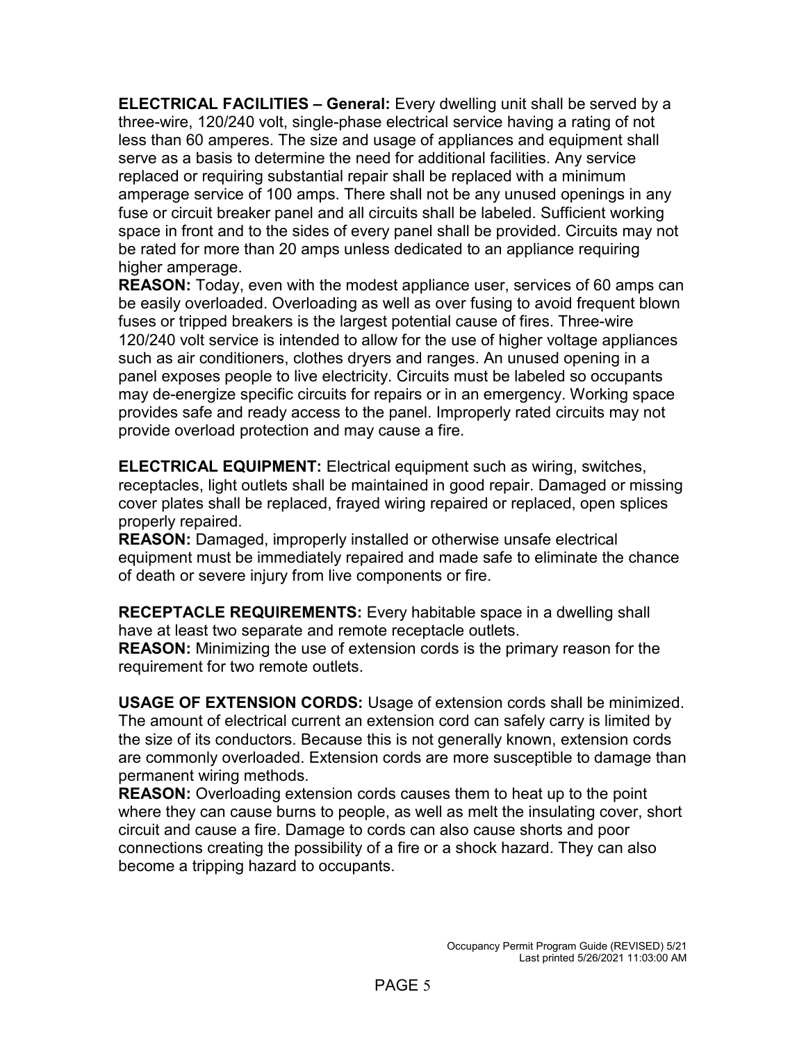**ELECTRICAL FACILITIES – General:** Every dwelling unit shall be served by a three-wire, 120/240 volt, single-phase electrical service having a rating of not less than 60 amperes. The size and usage of appliances and equipment shall serve as a basis to determine the need for additional facilities. Any service replaced or requiring substantial repair shall be replaced with a minimum amperage service of 100 amps. There shall not be any unused openings in any fuse or circuit breaker panel and all circuits shall be labeled. Sufficient working space in front and to the sides of every panel shall be provided. Circuits may not be rated for more than 20 amps unless dedicated to an appliance requiring higher amperage.

**REASON:** Today, even with the modest appliance user, services of 60 amps can be easily overloaded. Overloading as well as over fusing to avoid frequent blown fuses or tripped breakers is the largest potential cause of fires. Three-wire 120/240 volt service is intended to allow for the use of higher voltage appliances such as air conditioners, clothes dryers and ranges. An unused opening in a panel exposes people to live electricity. Circuits must be labeled so occupants may de-energize specific circuits for repairs or in an emergency. Working space provides safe and ready access to the panel. Improperly rated circuits may not provide overload protection and may cause a fire.

**ELECTRICAL EQUIPMENT:** Electrical equipment such as wiring, switches, receptacles, light outlets shall be maintained in good repair. Damaged or missing cover plates shall be replaced, frayed wiring repaired or replaced, open splices properly repaired.

**REASON:** Damaged, improperly installed or otherwise unsafe electrical equipment must be immediately repaired and made safe to eliminate the chance of death or severe injury from live components or fire.

**RECEPTACLE REQUIREMENTS:** Every habitable space in a dwelling shall have at least two separate and remote receptacle outlets.

**REASON:** Minimizing the use of extension cords is the primary reason for the requirement for two remote outlets.

**USAGE OF EXTENSION CORDS:** Usage of extension cords shall be minimized. The amount of electrical current an extension cord can safely carry is limited by the size of its conductors. Because this is not generally known, extension cords are commonly overloaded. Extension cords are more susceptible to damage than permanent wiring methods.

**REASON:** Overloading extension cords causes them to heat up to the point where they can cause burns to people, as well as melt the insulating cover, short circuit and cause a fire. Damage to cords can also cause shorts and poor connections creating the possibility of a fire or a shock hazard. They can also become a tripping hazard to occupants.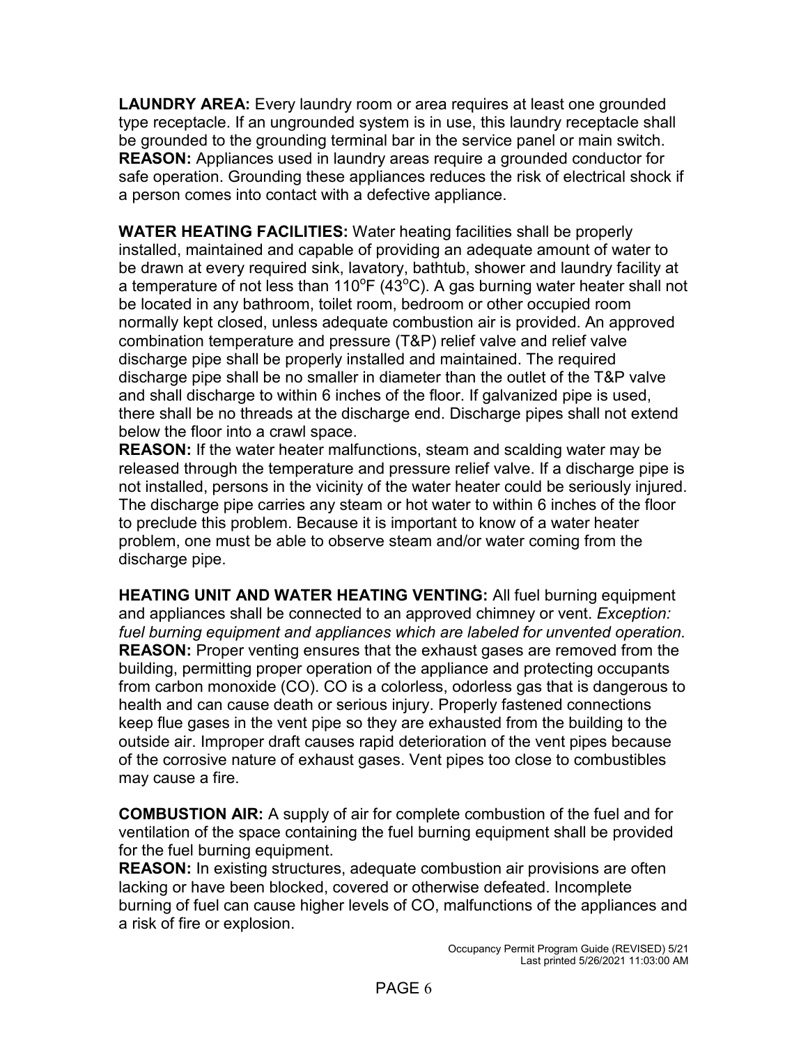**LAUNDRY AREA:** Every laundry room or area requires at least one grounded type receptacle. If an ungrounded system is in use, this laundry receptacle shall be grounded to the grounding terminal bar in the service panel or main switch.
**REASON:** Appliances used in laundry areas require a grounded conductor for safe operation. Grounding these appliances reduces the risk of electrical shock if a person comes into contact with a defective appliance.

**WATER HEATING FACILITIES:** Water heating facilities shall be properly installed, maintained and capable of providing an adequate amount of water to be drawn at every required sink, lavatory, bathtub, shower and laundry facility at a temperature of not less than 110°F (43°C). A gas burning water heater shall not be located in any bathroom, toilet room, bedroom or other occupied room normally kept closed, unless adequate combustion air is provided. An approved combination temperature and pressure (T&P) relief valve and relief valve discharge pipe shall be properly installed and maintained. The required discharge pipe shall be no smaller in diameter than the outlet of the T&P valve and shall discharge to within 6 inches of the floor. If galvanized pipe is used, there shall be no threads at the discharge end. Discharge pipes shall not extend below the floor into a crawl space.
**REASON:** If the water heater malfunctions, steam and scalding water may be released through the temperature and pressure relief valve. If a discharge pipe is not installed, persons in the vicinity of the water heater could be seriously injured. The discharge pipe carries any steam or hot water to within 6 inches of the floor to preclude this problem. Because it is important to know of a water heater problem, one must be able to observe steam and/or water coming from the discharge pipe.

**HEATING UNIT AND WATER HEATING VENTING:** All fuel burning equipment and appliances shall be connected to an approved chimney or vent. *Exception: fuel burning equipment and appliances which are labeled for unvented operation.*
**REASON:** Proper venting ensures that the exhaust gases are removed from the building, permitting proper operation of the appliance and protecting occupants from carbon monoxide (CO). CO is a colorless, odorless gas that is dangerous to health and can cause death or serious injury. Properly fastened connections keep flue gases in the vent pipe so they are exhausted from the building to the outside air. Improper draft causes rapid deterioration of the vent pipes because of the corrosive nature of exhaust gases. Vent pipes too close to combustibles may cause a fire.

**COMBUSTION AIR:** A supply of air for complete combustion of the fuel and for ventilation of the space containing the fuel burning equipment shall be provided for the fuel burning equipment.
**REASON:** In existing structures, adequate combustion air provisions are often lacking or have been blocked, covered or otherwise defeated. Incomplete burning of fuel can cause higher levels of CO, malfunctions of the appliances and a risk of fire or explosion.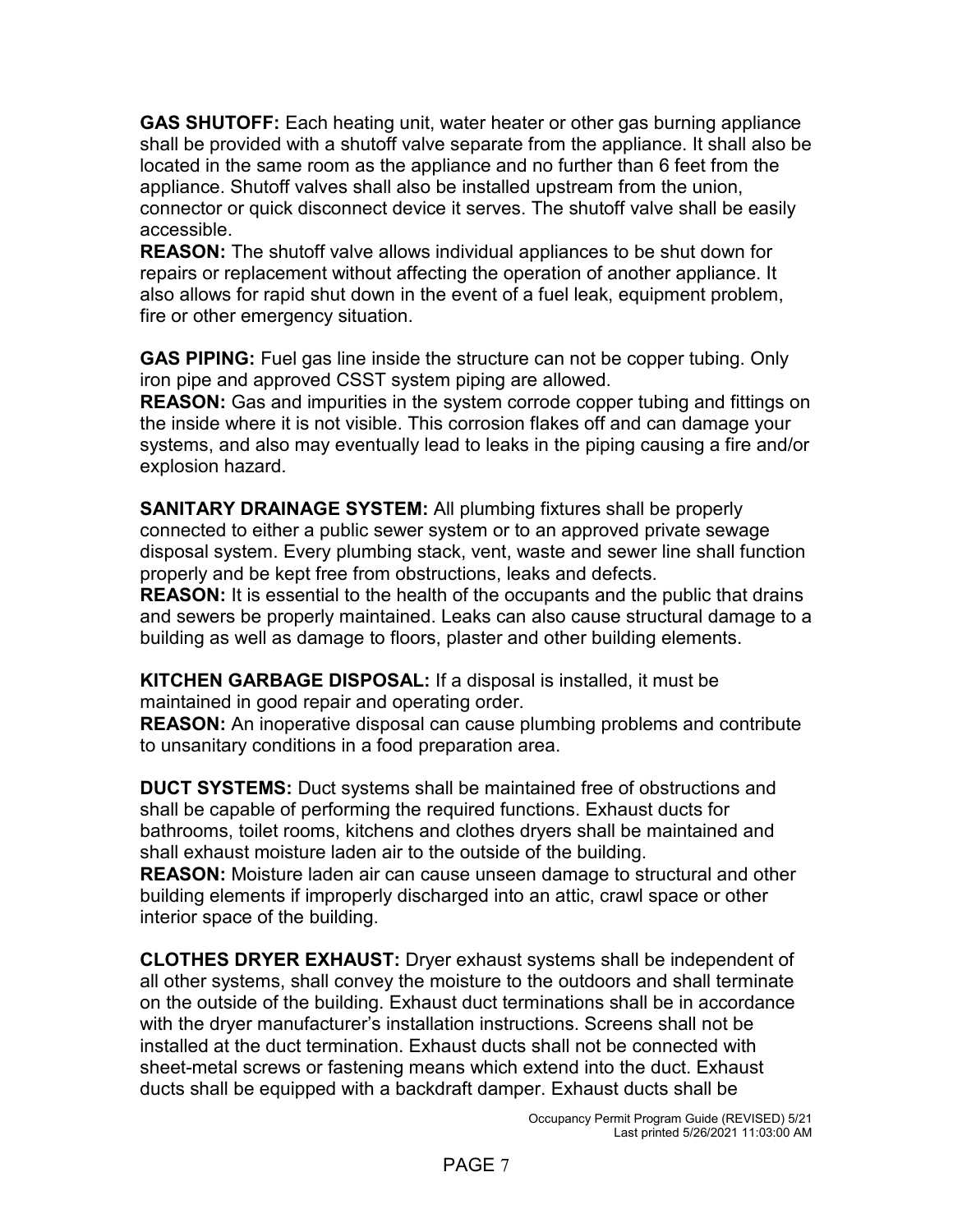**GAS SHUTOFF:** Each heating unit, water heater or other gas burning appliance shall be provided with a shutoff valve separate from the appliance. It shall also be located in the same room as the appliance and no further than 6 feet from the appliance. Shutoff valves shall also be installed upstream from the union, connector or quick disconnect device it serves. The shutoff valve shall be easily accessible.
**REASON:** The shutoff valve allows individual appliances to be shut down for repairs or replacement without affecting the operation of another appliance. It also allows for rapid shut down in the event of a fuel leak, equipment problem, fire or other emergency situation.

**GAS PIPING:** Fuel gas line inside the structure can not be copper tubing. Only iron pipe and approved CSST system piping are allowed.
**REASON:** Gas and impurities in the system corrode copper tubing and fittings on the inside where it is not visible. This corrosion flakes off and can damage your systems, and also may eventually lead to leaks in the piping causing a fire and/or explosion hazard.

**SANITARY DRAINAGE SYSTEM:** All plumbing fixtures shall be properly connected to either a public sewer system or to an approved private sewage disposal system. Every plumbing stack, vent, waste and sewer line shall function properly and be kept free from obstructions, leaks and defects.
**REASON:** It is essential to the health of the occupants and the public that drains and sewers be properly maintained. Leaks can also cause structural damage to a building as well as damage to floors, plaster and other building elements.

**KITCHEN GARBAGE DISPOSAL:** If a disposal is installed, it must be maintained in good repair and operating order.
**REASON:** An inoperative disposal can cause plumbing problems and contribute to unsanitary conditions in a food preparation area.

**DUCT SYSTEMS:** Duct systems shall be maintained free of obstructions and shall be capable of performing the required functions. Exhaust ducts for bathrooms, toilet rooms, kitchens and clothes dryers shall be maintained and shall exhaust moisture laden air to the outside of the building.
**REASON:** Moisture laden air can cause unseen damage to structural and other building elements if improperly discharged into an attic, crawl space or other interior space of the building.

**CLOTHES DRYER EXHAUST:** Dryer exhaust systems shall be independent of all other systems, shall convey the moisture to the outdoors and shall terminate on the outside of the building. Exhaust duct terminations shall be in accordance with the dryer manufacturer's installation instructions. Screens shall not be installed at the duct termination. Exhaust ducts shall not be connected with sheet-metal screws or fastening means which extend into the duct. Exhaust ducts shall be equipped with a backdraft damper. Exhaust ducts shall be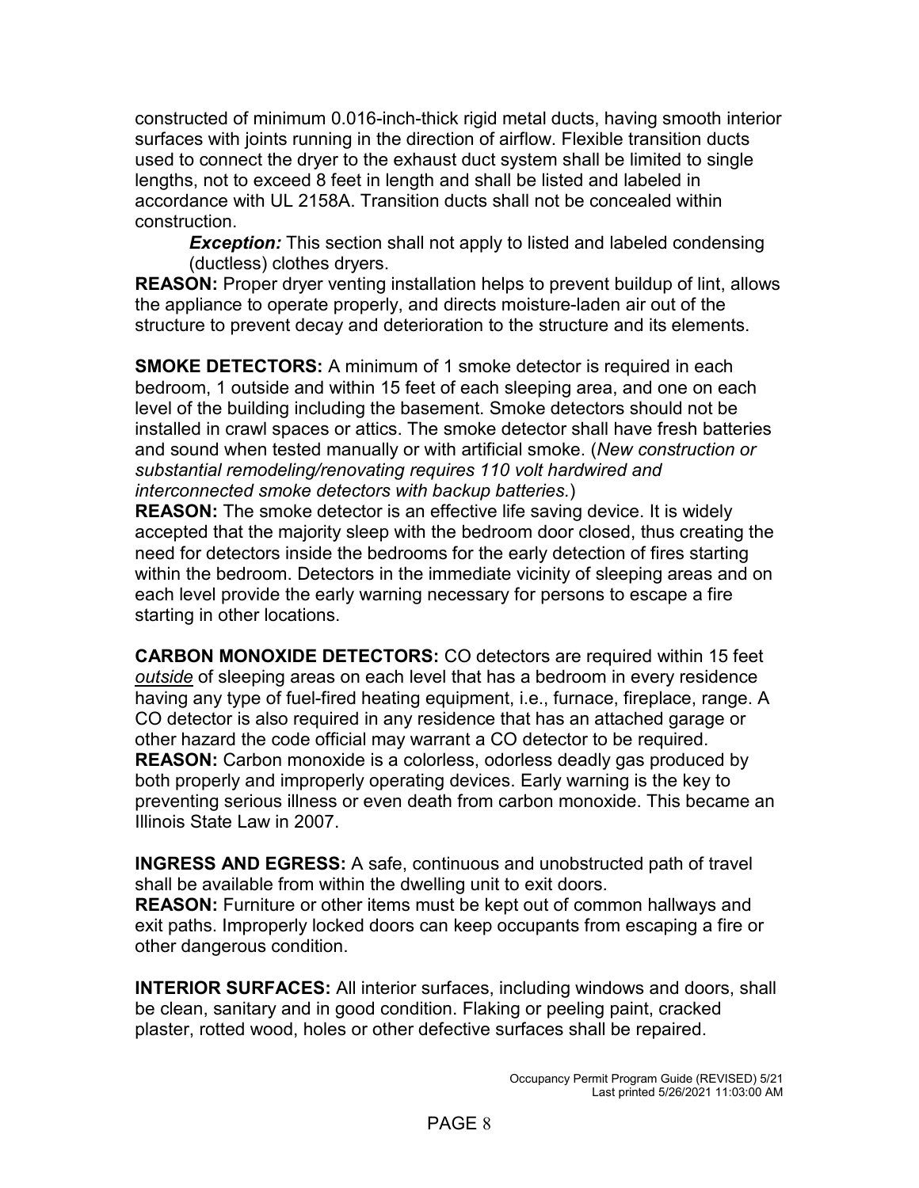constructed of minimum 0.016-inch-thick rigid metal ducts, having smooth interior surfaces with joints running in the direction of airflow. Flexible transition ducts used to connect the dryer to the exhaust duct system shall be limited to single lengths, not to exceed 8 feet in length and shall be listed and labeled in accordance with UL 2158A. Transition ducts shall not be concealed within construction.

> ***Exception:*** This section shall not apply to listed and labeled condensing (ductless) clothes dryers.

**REASON:** Proper dryer venting installation helps to prevent buildup of lint, allows the appliance to operate properly, and directs moisture-laden air out of the structure to prevent decay and deterioration to the structure and its elements.

**SMOKE DETECTORS:** A minimum of 1 smoke detector is required in each bedroom, 1 outside and within 15 feet of each sleeping area, and one on each level of the building including the basement. Smoke detectors should not be installed in crawl spaces or attics. The smoke detector shall have fresh batteries and sound when tested manually or with artificial smoke. (*New construction or substantial remodeling/renovating requires 110 volt hardwired and interconnected smoke detectors with backup batteries.*)

**REASON:** The smoke detector is an effective life saving device. It is widely accepted that the majority sleep with the bedroom door closed, thus creating the need for detectors inside the bedrooms for the early detection of fires starting within the bedroom. Detectors in the immediate vicinity of sleeping areas and on each level provide the early warning necessary for persons to escape a fire starting in other locations.

**CARBON MONOXIDE DETECTORS:** CO detectors are required within 15 feet *<u>outside</u>* of sleeping areas on each level that has a bedroom in every residence having any type of fuel-fired heating equipment, i.e., furnace, fireplace, range. A CO detector is also required in any residence that has an attached garage or other hazard the code official may warrant a CO detector to be required.

**REASON:** Carbon monoxide is a colorless, odorless deadly gas produced by both properly and improperly operating devices. Early warning is the key to preventing serious illness or even death from carbon monoxide. This became an Illinois State Law in 2007.

**INGRESS AND EGRESS:** A safe, continuous and unobstructed path of travel shall be available from within the dwelling unit to exit doors.

**REASON:** Furniture or other items must be kept out of common hallways and exit paths. Improperly locked doors can keep occupants from escaping a fire or other dangerous condition.

**INTERIOR SURFACES:** All interior surfaces, including windows and doors, shall be clean, sanitary and in good condition. Flaking or peeling paint, cracked plaster, rotted wood, holes or other defective surfaces shall be repaired.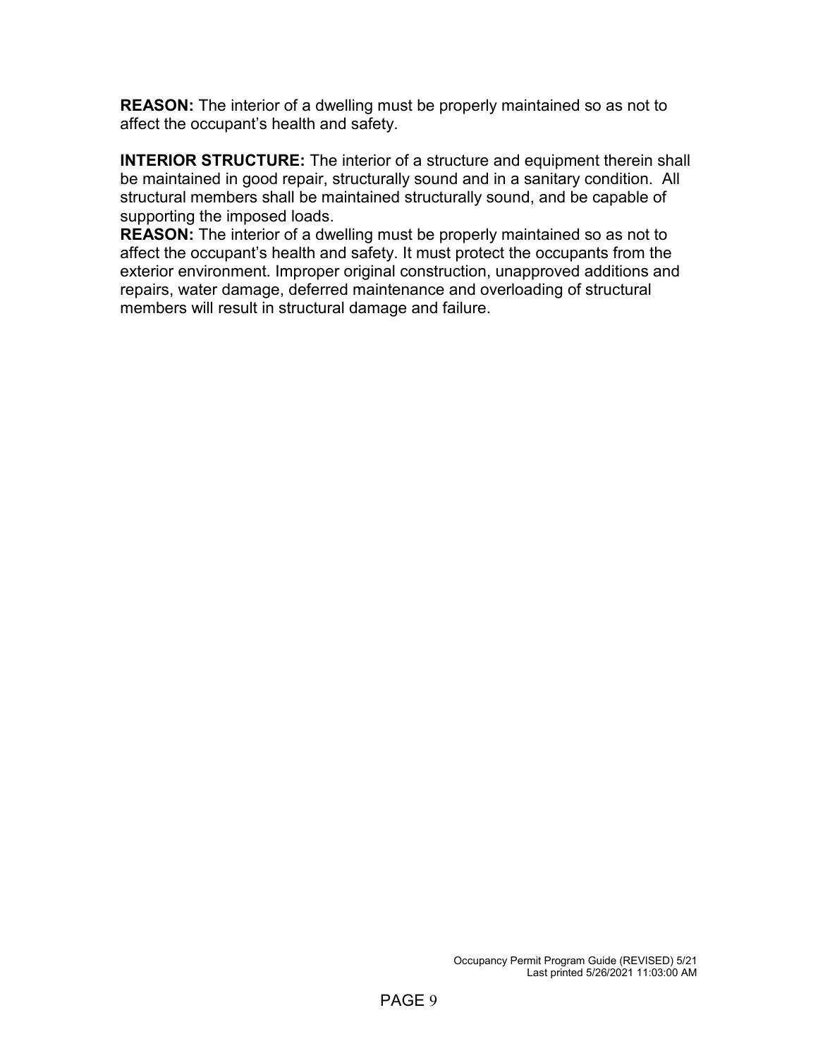**REASON:** The interior of a dwelling must be properly maintained so as not to affect the occupant's health and safety.

**INTERIOR STRUCTURE:** The interior of a structure and equipment therein shall be maintained in good repair, structurally sound and in a sanitary condition. All structural members shall be maintained structurally sound, and be capable of supporting the imposed loads.
**REASON:** The interior of a dwelling must be properly maintained so as not to affect the occupant's health and safety. It must protect the occupants from the exterior environment. Improper original construction, unapproved additions and repairs, water damage, deferred maintenance and overloading of structural members will result in structural damage and failure.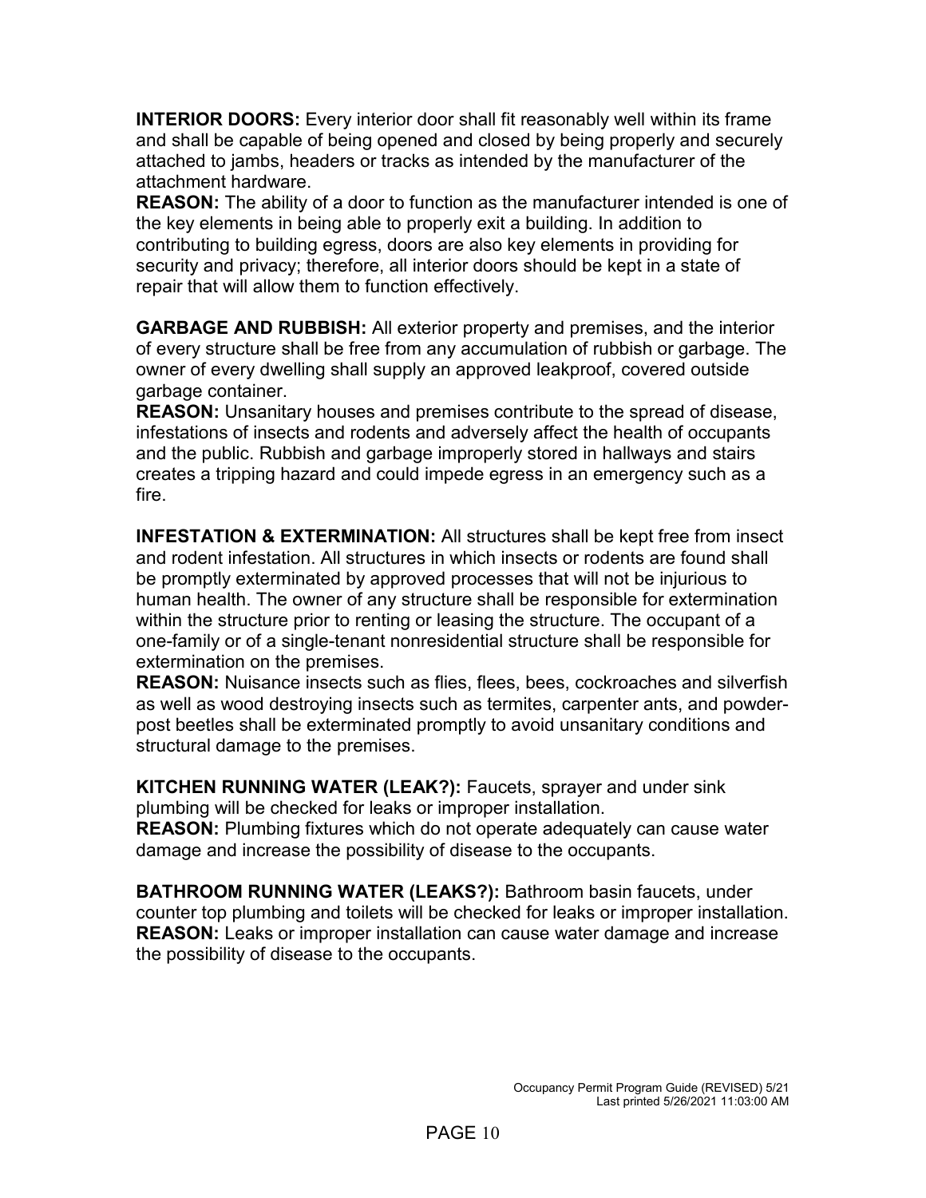**INTERIOR DOORS:** Every interior door shall fit reasonably well within its frame and shall be capable of being opened and closed by being properly and securely attached to jambs, headers or tracks as intended by the manufacturer of the attachment hardware.
**REASON:** The ability of a door to function as the manufacturer intended is one of the key elements in being able to properly exit a building. In addition to contributing to building egress, doors are also key elements in providing for security and privacy; therefore, all interior doors should be kept in a state of repair that will allow them to function effectively.

**GARBAGE AND RUBBISH:** All exterior property and premises, and the interior of every structure shall be free from any accumulation of rubbish or garbage. The owner of every dwelling shall supply an approved leakproof, covered outside garbage container.
**REASON:** Unsanitary houses and premises contribute to the spread of disease, infestations of insects and rodents and adversely affect the health of occupants and the public. Rubbish and garbage improperly stored in hallways and stairs creates a tripping hazard and could impede egress in an emergency such as a fire.

**INFESTATION & EXTERMINATION:** All structures shall be kept free from insect and rodent infestation. All structures in which insects or rodents are found shall be promptly exterminated by approved processes that will not be injurious to human health. The owner of any structure shall be responsible for extermination within the structure prior to renting or leasing the structure. The occupant of a one-family or of a single-tenant nonresidential structure shall be responsible for extermination on the premises.
**REASON:** Nuisance insects such as flies, flees, bees, cockroaches and silverfish as well as wood destroying insects such as termites, carpenter ants, and powder-post beetles shall be exterminated promptly to avoid unsanitary conditions and structural damage to the premises.

**KITCHEN RUNNING WATER (LEAK?):** Faucets, sprayer and under sink plumbing will be checked for leaks or improper installation.
**REASON:** Plumbing fixtures which do not operate adequately can cause water damage and increase the possibility of disease to the occupants.

**BATHROOM RUNNING WATER (LEAKS?):** Bathroom basin faucets, under counter top plumbing and toilets will be checked for leaks or improper installation.
**REASON:** Leaks or improper installation can cause water damage and increase the possibility of disease to the occupants.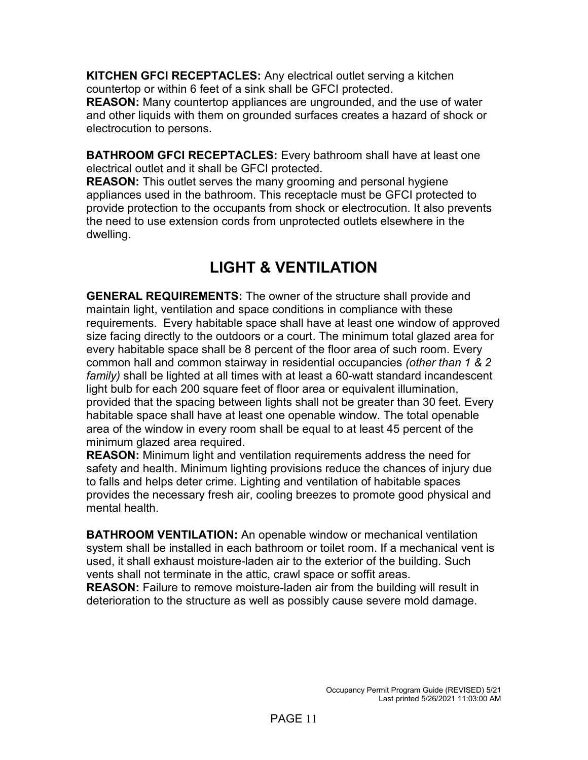**KITCHEN GFCI RECEPTACLES:** Any electrical outlet serving a kitchen countertop or within 6 feet of a sink shall be GFCI protected.
**REASON:** Many countertop appliances are ungrounded, and the use of water and other liquids with them on grounded surfaces creates a hazard of shock or electrocution to persons.

**BATHROOM GFCI RECEPTACLES:** Every bathroom shall have at least one electrical outlet and it shall be GFCI protected.
**REASON:** This outlet serves the many grooming and personal hygiene appliances used in the bathroom. This receptacle must be GFCI protected to provide protection to the occupants from shock or electrocution. It also prevents the need to use extension cords from unprotected outlets elsewhere in the dwelling.

## LIGHT & VENTILATION

**GENERAL REQUIREMENTS:** The owner of the structure shall provide and maintain light, ventilation and space conditions in compliance with these requirements. Every habitable space shall have at least one window of approved size facing directly to the outdoors or a court. The minimum total glazed area for every habitable space shall be 8 percent of the floor area of such room. Every common hall and common stairway in residential occupancies *(other than 1 & 2 family)* shall be lighted at all times with at least a 60-watt standard incandescent light bulb for each 200 square feet of floor area or equivalent illumination, provided that the spacing between lights shall not be greater than 30 feet. Every habitable space shall have at least one openable window. The total openable area of the window in every room shall be equal to at least 45 percent of the minimum glazed area required.
**REASON:** Minimum light and ventilation requirements address the need for safety and health. Minimum lighting provisions reduce the chances of injury due to falls and helps deter crime. Lighting and ventilation of habitable spaces provides the necessary fresh air, cooling breezes to promote good physical and mental health.

**BATHROOM VENTILATION:** An openable window or mechanical ventilation system shall be installed in each bathroom or toilet room. If a mechanical vent is used, it shall exhaust moisture-laden air to the exterior of the building. Such vents shall not terminate in the attic, crawl space or soffit areas.
**REASON:** Failure to remove moisture-laden air from the building will result in deterioration to the structure as well as possibly cause severe mold damage.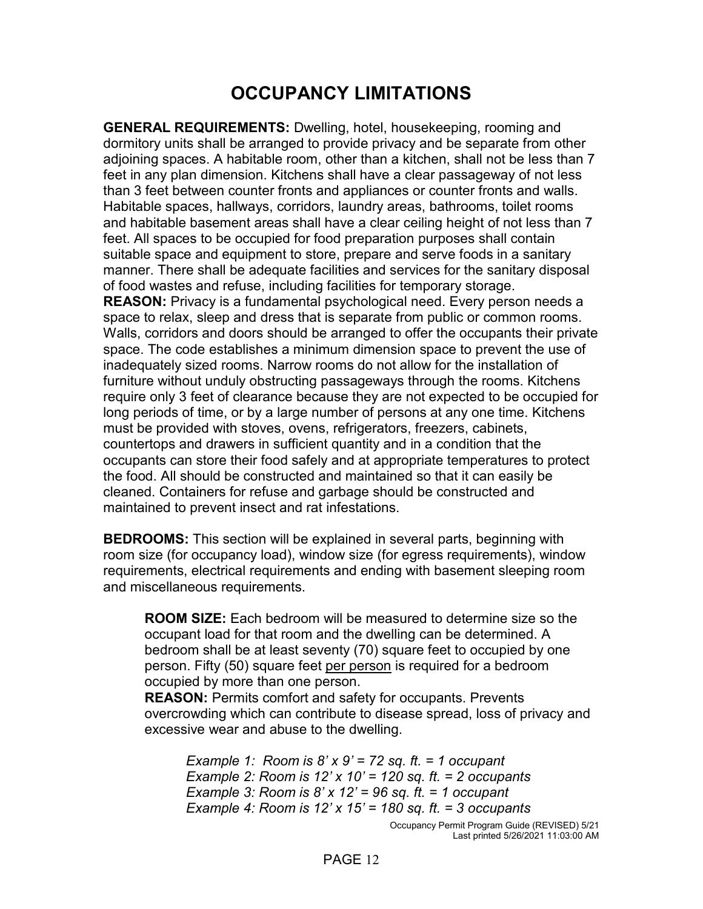# OCCUPANCY LIMITATIONS

**GENERAL REQUIREMENTS:** Dwelling, hotel, housekeeping, rooming and dormitory units shall be arranged to provide privacy and be separate from other adjoining spaces. A habitable room, other than a kitchen, shall not be less than 7 feet in any plan dimension. Kitchens shall have a clear passageway of not less than 3 feet between counter fronts and appliances or counter fronts and walls. Habitable spaces, hallways, corridors, laundry areas, bathrooms, toilet rooms and habitable basement areas shall have a clear ceiling height of not less than 7 feet. All spaces to be occupied for food preparation purposes shall contain suitable space and equipment to store, prepare and serve foods in a sanitary manner. There shall be adequate facilities and services for the sanitary disposal of food wastes and refuse, including facilities for temporary storage.
**REASON:** Privacy is a fundamental psychological need. Every person needs a space to relax, sleep and dress that is separate from public or common rooms. Walls, corridors and doors should be arranged to offer the occupants their private space. The code establishes a minimum dimension space to prevent the use of inadequately sized rooms. Narrow rooms do not allow for the installation of furniture without unduly obstructing passageways through the rooms. Kitchens require only 3 feet of clearance because they are not expected to be occupied for long periods of time, or by a large number of persons at any one time. Kitchens must be provided with stoves, ovens, refrigerators, freezers, cabinets, countertops and drawers in sufficient quantity and in a condition that the occupants can store their food safely and at appropriate temperatures to protect the food. All should be constructed and maintained so that it can easily be cleaned. Containers for refuse and garbage should be constructed and maintained to prevent insect and rat infestations.

**BEDROOMS:** This section will be explained in several parts, beginning with room size (for occupancy load), window size (for egress requirements), window requirements, electrical requirements and ending with basement sleeping room and miscellaneous requirements.

> **ROOM SIZE:** Each bedroom will be measured to determine size so the occupant load for that room and the dwelling can be determined. A bedroom shall be at least seventy (70) square feet to occupied by one person. Fifty (50) square feet <u>per person</u> is required for a bedroom occupied by more than one person.
> **REASON:** Permits comfort and safety for occupants. Prevents overcrowding which can contribute to disease spread, loss of privacy and excessive wear and abuse to the dwelling.
>
> *Example 1: Room is 8' x 9' = 72 sq. ft. = 1 occupant*
> *Example 2: Room is 12' x 10' = 120 sq. ft. = 2 occupants*
> *Example 3: Room is 8' x 12' = 96 sq. ft. = 1 occupant*
> *Example 4: Room is 12' x 15' = 180 sq. ft. = 3 occupants*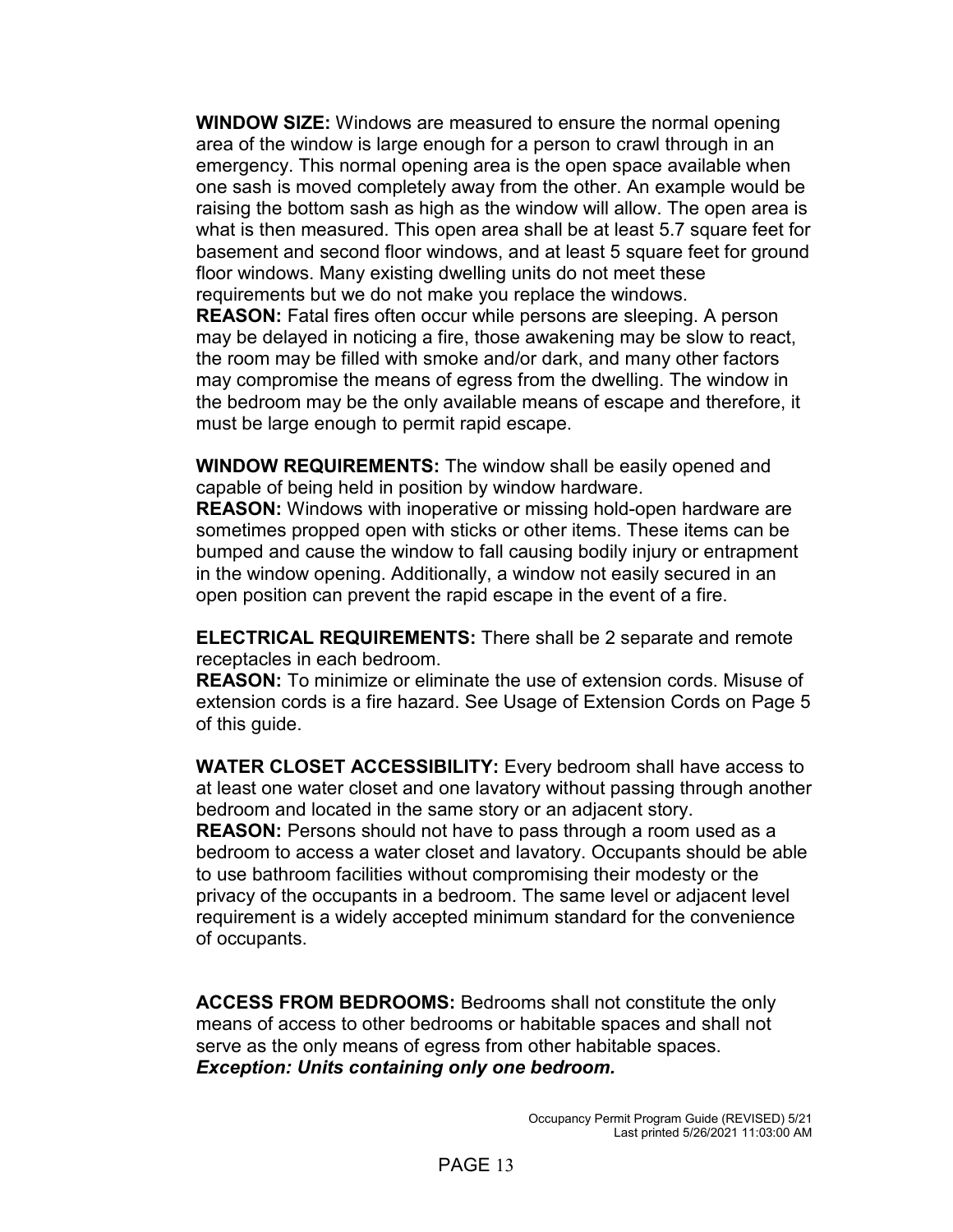**WINDOW SIZE:** Windows are measured to ensure the normal opening area of the window is large enough for a person to crawl through in an emergency. This normal opening area is the open space available when one sash is moved completely away from the other. An example would be raising the bottom sash as high as the window will allow. The open area is what is then measured. This open area shall be at least 5.7 square feet for basement and second floor windows, and at least 5 square feet for ground floor windows. Many existing dwelling units do not meet these requirements but we do not make you replace the windows.
**REASON:** Fatal fires often occur while persons are sleeping. A person may be delayed in noticing a fire, those awakening may be slow to react, the room may be filled with smoke and/or dark, and many other factors may compromise the means of egress from the dwelling. The window in the bedroom may be the only available means of escape and therefore, it must be large enough to permit rapid escape.

**WINDOW REQUIREMENTS:** The window shall be easily opened and capable of being held in position by window hardware.
**REASON:** Windows with inoperative or missing hold-open hardware are sometimes propped open with sticks or other items. These items can be bumped and cause the window to fall causing bodily injury or entrapment in the window opening. Additionally, a window not easily secured in an open position can prevent the rapid escape in the event of a fire.

**ELECTRICAL REQUIREMENTS:** There shall be 2 separate and remote receptacles in each bedroom.
**REASON:** To minimize or eliminate the use of extension cords. Misuse of extension cords is a fire hazard. See Usage of Extension Cords on Page 5 of this guide.

**WATER CLOSET ACCESSIBILITY:** Every bedroom shall have access to at least one water closet and one lavatory without passing through another bedroom and located in the same story or an adjacent story.
**REASON:** Persons should not have to pass through a room used as a bedroom to access a water closet and lavatory. Occupants should be able to use bathroom facilities without compromising their modesty or the privacy of the occupants in a bedroom. The same level or adjacent level requirement is a widely accepted minimum standard for the convenience of occupants.

**ACCESS FROM BEDROOMS:** Bedrooms shall not constitute the only means of access to other bedrooms or habitable spaces and shall not serve as the only means of egress from other habitable spaces.
***Exception: Units containing only one bedroom.***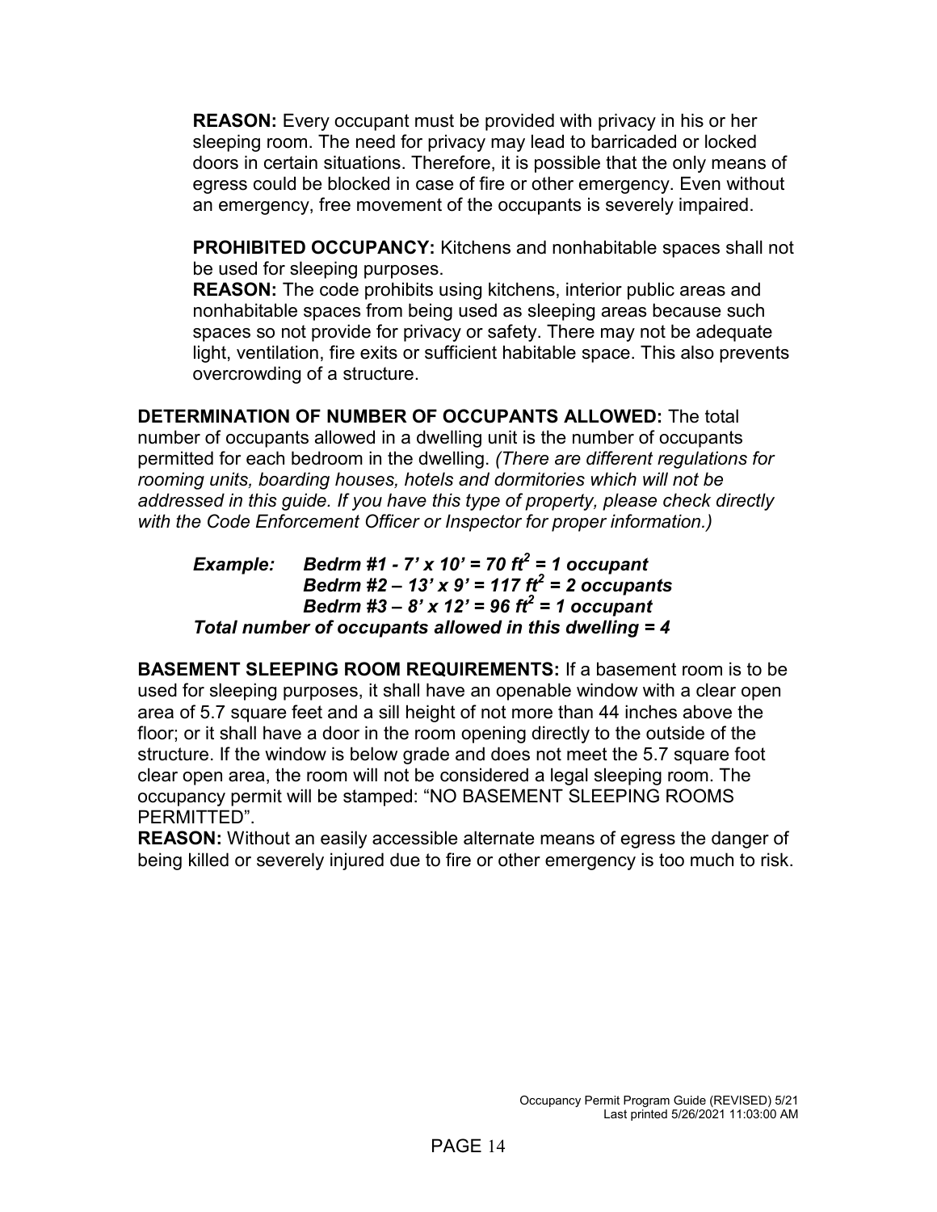**REASON:** Every occupant must be provided with privacy in his or her sleeping room. The need for privacy may lead to barricaded or locked doors in certain situations. Therefore, it is possible that the only means of egress could be blocked in case of fire or other emergency. Even without an emergency, free movement of the occupants is severely impaired.

**PROHIBITED OCCUPANCY:** Kitchens and nonhabitable spaces shall not be used for sleeping purposes.

**REASON:** The code prohibits using kitchens, interior public areas and nonhabitable spaces from being used as sleeping areas because such spaces so not provide for privacy or safety. There may not be adequate light, ventilation, fire exits or sufficient habitable space. This also prevents overcrowding of a structure.

**DETERMINATION OF NUMBER OF OCCUPANTS ALLOWED:** The total number of occupants allowed in a dwelling unit is the number of occupants permitted for each bedroom in the dwelling. *(There are different regulations for rooming units, boarding houses, hotels and dormitories which will not be addressed in this guide. If you have this type of property, please check directly with the Code Enforcement Officer or Inspector for proper information.)*

***Example:*** ***Bedrm #1 - 7' x 10' = 70 ft$^2$ = 1 occupant***
***Bedrm #2 – 13' x 9' = 117 ft$^2$ = 2 occupants***
***Bedrm #3 – 8' x 12' = 96 ft$^2$ = 1 occupant***
***Total number of occupants allowed in this dwelling = 4***

**BASEMENT SLEEPING ROOM REQUIREMENTS:** If a basement room is to be used for sleeping purposes, it shall have an openable window with a clear open area of 5.7 square feet and a sill height of not more than 44 inches above the floor; or it shall have a door in the room opening directly to the outside of the structure. If the window is below grade and does not meet the 5.7 square foot clear open area, the room will not be considered a legal sleeping room. The occupancy permit will be stamped: "NO BASEMENT SLEEPING ROOMS PERMITTED".

**REASON:** Without an easily accessible alternate means of egress the danger of being killed or severely injured due to fire or other emergency is too much to risk.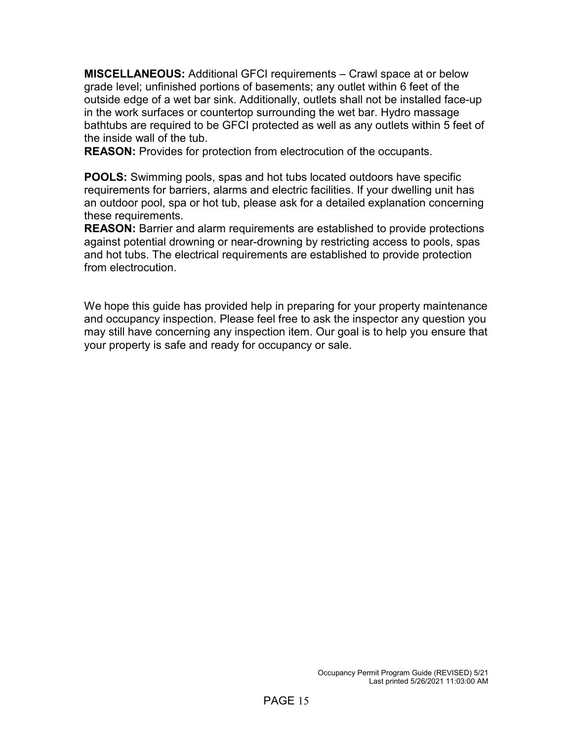**MISCELLANEOUS:** Additional GFCI requirements – Crawl space at or below grade level; unfinished portions of basements; any outlet within 6 feet of the outside edge of a wet bar sink. Additionally, outlets shall not be installed face-up in the work surfaces or countertop surrounding the wet bar. Hydro massage bathtubs are required to be GFCI protected as well as any outlets within 5 feet of the inside wall of the tub.
**REASON:** Provides for protection from electrocution of the occupants.

**POOLS:** Swimming pools, spas and hot tubs located outdoors have specific requirements for barriers, alarms and electric facilities. If your dwelling unit has an outdoor pool, spa or hot tub, please ask for a detailed explanation concerning these requirements.
**REASON:** Barrier and alarm requirements are established to provide protections against potential drowning or near-drowning by restricting access to pools, spas and hot tubs. The electrical requirements are established to provide protection from electrocution.

We hope this guide has provided help in preparing for your property maintenance and occupancy inspection. Please feel free to ask the inspector any question you may still have concerning any inspection item. Our goal is to help you ensure that your property is safe and ready for occupancy or sale.